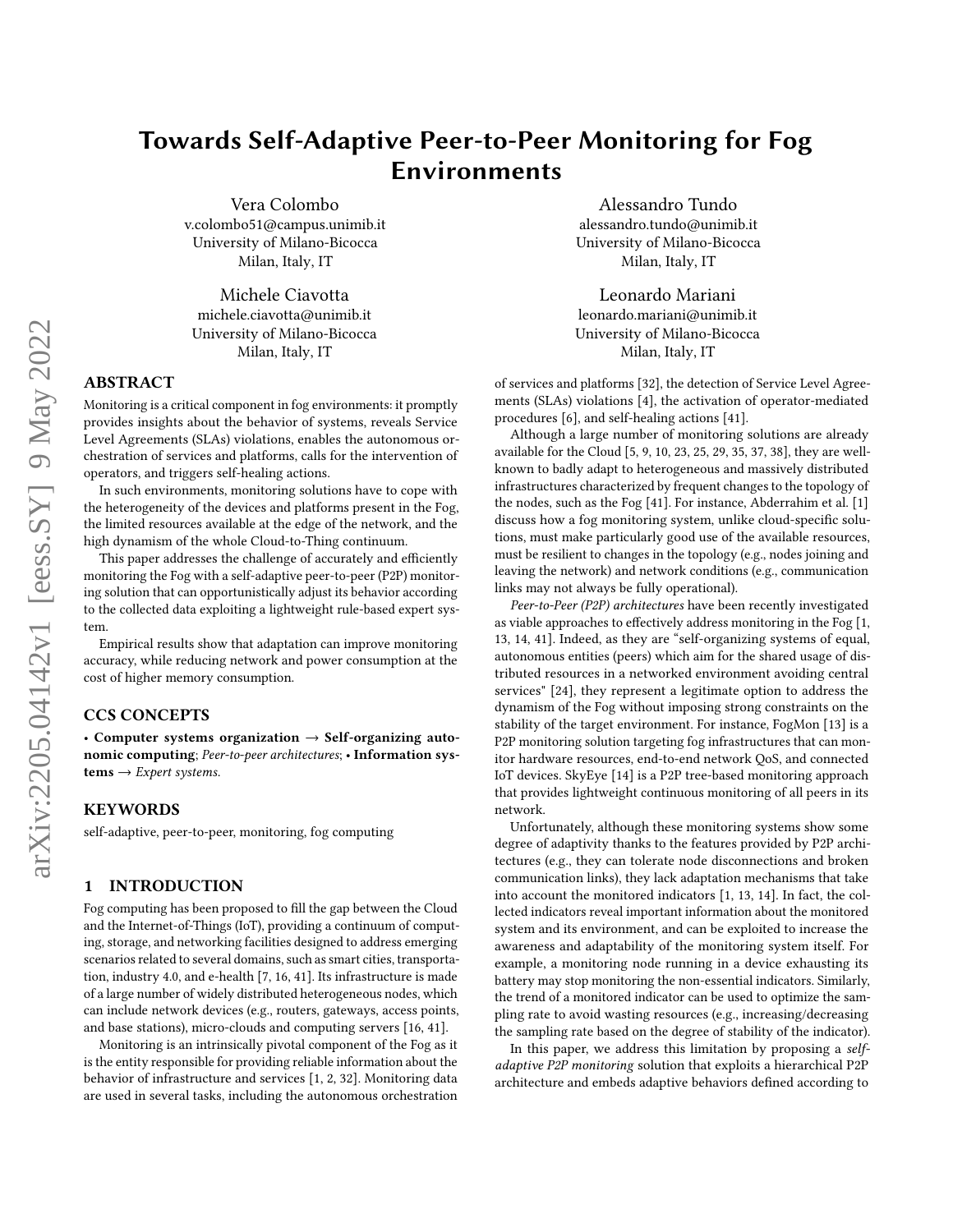# Towards Self-Adaptive Peer-to-Peer Monitoring for Fog Environments

Vera Colombo
v.colombo51@campus.unimib.it
University of Milano-Bicocca
Milan, Italy, IT

Alessandro Tundo
alessandro.tundo@unimib.it
University of Milano-Bicocca
Milan, Italy, IT

Michele Ciavotta
michele.ciavotta@unimib.it
University of Milano-Bicocca
Milan, Italy, IT

Leonardo Mariani
leonardo.mariani@unimib.it
University of Milano-Bicocca
Milan, Italy, IT

## ABSTRACT

Monitoring is a critical component in fog environments: it promptly provides insights about the behavior of systems, reveals Service Level Agreements (SLAs) violations, enables the autonomous orchestration of services and platforms, calls for the intervention of operators, and triggers self-healing actions.

In such environments, monitoring solutions have to cope with the heterogeneity of the devices and platforms present in the Fog, the limited resources available at the edge of the network, and the high dynamism of the whole Cloud-to-Thing continuum.

This paper addresses the challenge of accurately and efficiently monitoring the Fog with a self-adaptive peer-to-peer (P2P) monitoring solution that can opportunistically adjust its behavior according to the collected data exploiting a lightweight rule-based expert system.

Empirical results show that adaptation can improve monitoring accuracy, while reducing network and power consumption at the cost of higher memory consumption.

## CCS CONCEPTS

• **Computer systems organization** → **Self-organizing autonomic computing**; *Peer-to-peer architectures*; • **Information systems** → *Expert systems.*

## KEYWORDS

self-adaptive, peer-to-peer, monitoring, fog computing

## 1 INTRODUCTION

Fog computing has been proposed to fill the gap between the Cloud and the Internet-of-Things (IoT), providing a continuum of computing, storage, and networking facilities designed to address emerging scenarios related to several domains, such as smart cities, transportation, industry 4.0, and e-health [7, 16, 41]. Its infrastructure is made of a large number of widely distributed heterogeneous nodes, which can include network devices (e.g., routers, gateways, access points, and base stations), micro-clouds and computing servers [16, 41].

Monitoring is an intrinsically pivotal component of the Fog as it is the entity responsible for providing reliable information about the behavior of infrastructure and services [1, 2, 32]. Monitoring data are used in several tasks, including the autonomous orchestration of services and platforms [32], the detection of Service Level Agreements (SLAs) violations [4], the activation of operator-mediated procedures [6], and self-healing actions [41].

Although a large number of monitoring solutions are already available for the Cloud [5, 9, 10, 23, 25, 29, 35, 37, 38], they are well-known to badly adapt to heterogeneous and massively distributed infrastructures characterized by frequent changes to the topology of the nodes, such as the Fog [41]. For instance, Abderrahim et al. [1] discuss how a fog monitoring system, unlike cloud-specific solutions, must make particularly good use of the available resources, must be resilient to changes in the topology (e.g., nodes joining and leaving the network) and network conditions (e.g., communication links may not always be fully operational).

*Peer-to-Peer (P2P) architectures* have been recently investigated as viable approaches to effectively address monitoring in the Fog [1, 13, 14, 41]. Indeed, as they are "self-organizing systems of equal, autonomous entities (peers) which aim for the shared usage of distributed resources in a networked environment avoiding central services" [24], they represent a legitimate option to address the dynamism of the Fog without imposing strong constraints on the stability of the target environment. For instance, FogMon [13] is a P2P monitoring solution targeting fog infrastructures that can monitor hardware resources, end-to-end network QoS, and connected IoT devices. SkyEye [14] is a P2P tree-based monitoring approach that provides lightweight continuous monitoring of all peers in its network.

Unfortunately, although these monitoring systems show some degree of adaptivity thanks to the features provided by P2P architectures (e.g., they can tolerate node disconnections and broken communication links), they lack adaptation mechanisms that take into account the monitored indicators [1, 13, 14]. In fact, the collected indicators reveal important information about the monitored system and its environment, and can be exploited to increase the awareness and adaptability of the monitoring system itself. For example, a monitoring node running in a device exhausting its battery may stop monitoring the non-essential indicators. Similarly, the trend of a monitored indicator can be used to optimize the sampling rate to avoid wasting resources (e.g., increasing/decreasing the sampling rate based on the degree of stability of the indicator).

In this paper, we address this limitation by proposing a *self-adaptive P2P monitoring* solution that exploits a hierarchical P2P architecture and embeds adaptive behaviors defined according to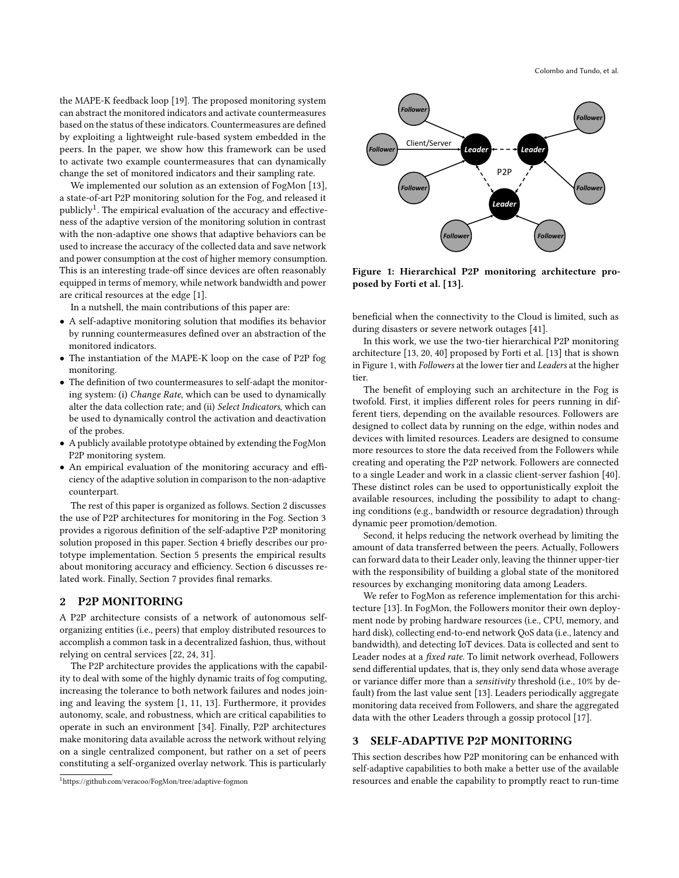the MAPE-K feedback loop [19]. The proposed monitoring system can abstract the monitored indicators and activate countermeasures based on the status of these indicators. Countermeasures are defined by exploiting a lightweight rule-based system embedded in the peers. In the paper, we show how this framework can be used to activate two example countermeasures that can dynamically change the set of monitored indicators and their sampling rate.

We implemented our solution as an extension of FogMon [13], a state-of-art P2P monitoring solution for the Fog, and released it publicly[1]. The empirical evaluation of the accuracy and effectiveness of the adaptive version of the monitoring solution in contrast with the non-adaptive one shows that adaptive behaviors can be used to increase the accuracy of the collected data and save network and power consumption at the cost of higher memory consumption. This is an interesting trade-off since devices are often reasonably equipped in terms of memory, while network bandwidth and power are critical resources at the edge [1].

In a nutshell, the main contributions of this paper are:

- A self-adaptive monitoring solution that modifies its behavior by running countermeasures defined over an abstraction of the monitored indicators.
- The instantiation of the MAPE-K loop on the case of P2P fog monitoring.
- The definition of two countermeasures to self-adapt the monitoring system: (i) *Change Rate*, which can be used to dynamically alter the data collection rate; and (ii) *Select Indicators*, which can be used to dynamically control the activation and deactivation of the probes.
- A publicly available prototype obtained by extending the FogMon P2P monitoring system.
- An empirical evaluation of the monitoring accuracy and efficiency of the adaptive solution in comparison to the non-adaptive counterpart.

The rest of this paper is organized as follows. Section 2 discusses the use of P2P architectures for monitoring in the Fog. Section 3 provides a rigorous definition of the self-adaptive P2P monitoring solution proposed in this paper. Section 4 briefly describes our prototype implementation. Section 5 presents the empirical results about monitoring accuracy and efficiency. Section 6 discusses related work. Finally, Section 7 provides final remarks.

## 2 P2P MONITORING

A P2P architecture consists of a network of autonomous self-organizing entities (i.e., peers) that employ distributed resources to accomplish a common task in a decentralized fashion, thus, without relying on central services [22, 24, 31].

The P2P architecture provides the applications with the capability to deal with some of the highly dynamic traits of fog computing, increasing the tolerance to both network failures and nodes joining and leaving the system [1, 11, 13]. Furthermore, it provides autonomy, scale, and robustness, which are critical capabilities to operate in such an environment [34]. Finally, P2P architectures make monitoring data available across the network without relying on a single centralized component, but rather on a set of peers constituting a self-organized overlay network. This is particularly beneficial when the connectivity to the Cloud is limited, such as during disasters or severe network outages [41].

Figure 1: Hierarchical P2P monitoring architecture proposed by Forti et al. [13].

In this work, we use the two-tier hierarchical P2P monitoring architecture [13, 20, 40] proposed by Forti et al. [13] that is shown in Figure 1, with *Followers* at the lower tier and *Leaders* at the higher tier.

The benefit of employing such an architecture in the Fog is twofold. First, it implies different roles for peers running in different tiers, depending on the available resources. Followers are designed to collect data by running on the edge, within nodes and devices with limited resources. Leaders are designed to consume more resources to store the data received from the Followers while creating and operating the P2P network. Followers are connected to a single Leader and work in a classic client-server fashion [40]. These distinct roles can be used to opportunistically exploit the available resources, including the possibility to adapt to changing conditions (e.g., bandwidth or resource degradation) through dynamic peer promotion/demotion.

Second, it helps reducing the network overhead by limiting the amount of data transferred between the peers. Actually, Followers can forward data to their Leader only, leaving the thinner upper-tier with the responsibility of building a global state of the monitored resources by exchanging monitoring data among Leaders.

We refer to FogMon as reference implementation for this architecture [13]. In FogMon, the Followers monitor their own deployment node by probing hardware resources (i.e., CPU, memory, and hard disk), collecting end-to-end network QoS data (i.e., latency and bandwidth), and detecting IoT devices. Data is collected and sent to Leader nodes at a *fixed rate*. To limit network overhead, Followers send differential updates, that is, they only send data whose average or variance differ more than a *sensitivity* threshold (i.e., 10% by default) from the last value sent [13]. Leaders periodically aggregate monitoring data received from Followers, and share the aggregated data with the other Leaders through a gossip protocol [17].

## 3 SELF-ADAPTIVE P2P MONITORING

This section describes how P2P monitoring can be enhanced with self-adaptive capabilities to both make a better use of the available resources and enable the capability to promptly react to run-time

[1] https://github.com/veracoo/FogMon/tree/adaptive-fogmon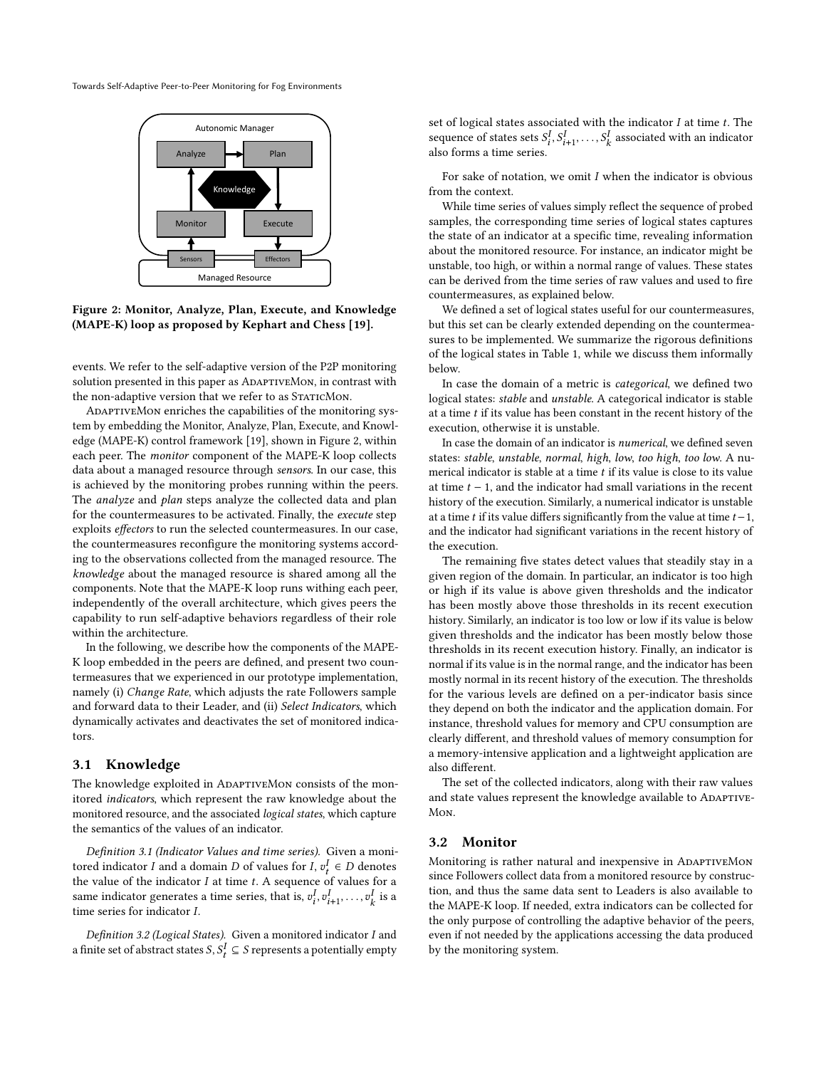Figure 2: Monitor, Analyze, Plan, Execute, and Knowledge (MAPE-K) loop as proposed by Kephart and Chess [19].

events. We refer to the self-adaptive version of the P2P monitoring solution presented in this paper as AdaptiveMon, in contrast with the non-adaptive version that we refer to as StaticMon.

AdaptiveMon enriches the capabilities of the monitoring system by embedding the Monitor, Analyze, Plan, Execute, and Knowledge (MAPE-K) control framework [19], shown in Figure 2, within each peer. The *monitor* component of the MAPE-K loop collects data about a managed resource through *sensors*. In our case, this is achieved by the monitoring probes running within the peers. The *analyze* and *plan* steps analyze the collected data and plan for the countermeasures to be activated. Finally, the *execute* step exploits *effectors* to run the selected countermeasures. In our case, the countermeasures reconfigure the monitoring systems according to the observations collected from the managed resource. The *knowledge* about the managed resource is shared among all the components. Note that the MAPE-K loop runs withing each peer, independently of the overall architecture, which gives peers the capability to run self-adaptive behaviors regardless of their role within the architecture.

In the following, we describe how the components of the MAPE-K loop embedded in the peers are defined, and present two countermeasures that we experienced in our prototype implementation, namely (i) *Change Rate*, which adjusts the rate Followers sample and forward data to their Leader, and (ii) *Select Indicators*, which dynamically activates and deactivates the set of monitored indicators.

## 3.1 Knowledge

The knowledge exploited in AdaptiveMon consists of the monitored *indicators*, which represent the raw knowledge about the monitored resource, and the associated *logical states*, which capture the semantics of the values of an indicator.

*Definition 3.1 (Indicator Values and time series).* Given a monitored indicator $I$ and a domain $D$ of values for $I$, $v_t^I \in D$ denotes the value of the indicator $I$ at time $t$. A sequence of values for a same indicator generates a time series, that is, $v_i^I, v_{i+1}^I, \ldots, v_k^I$ is a time series for indicator $I$.

*Definition 3.2 (Logical States).* Given a monitored indicator $I$ and a finite set of abstract states $S$, $S_t^I \subseteq S$ represents a potentially empty set of logical states associated with the indicator $I$ at time $t$. The sequence of states sets $S_i^I, S_{i+1}^I, \ldots, S_k^I$ associated with an indicator also forms a time series.

For sake of notation, we omit $I$ when the indicator is obvious from the context.

While time series of values simply reflect the sequence of probed samples, the corresponding time series of logical states captures the state of an indicator at a specific time, revealing information about the monitored resource. For instance, an indicator might be unstable, too high, or within a normal range of values. These states can be derived from the time series of raw values and used to fire countermeasures, as explained below.

We defined a set of logical states useful for our countermeasures, but this set can be clearly extended depending on the countermeasures to be implemented. We summarize the rigorous definitions of the logical states in Table 1, while we discuss them informally below.

In case the domain of a metric is *categorical*, we defined two logical states: *stable* and *unstable*. A categorical indicator is stable at a time $t$ if its value has been constant in the recent history of the execution, otherwise it is unstable.

In case the domain of an indicator is *numerical*, we defined seven states: *stable*, *unstable*, *normal*, *high*, *low*, *too high*, *too low*. A numerical indicator is stable at a time $t$ if its value is close to its value at time $t-1$, and the indicator had small variations in the recent history of the execution. Similarly, a numerical indicator is unstable at a time $t$ if its value differs significantly from the value at time $t-1$, and the indicator had significant variations in the recent history of the execution.

The remaining five states detect values that steadily stay in a given region of the domain. In particular, an indicator is too high or high if its value is above given thresholds and the indicator has been mostly above those thresholds in its recent execution history. Similarly, an indicator is too low or low if its value is below given thresholds and the indicator has been mostly below those thresholds in its recent execution history. Finally, an indicator is normal if its value is in the normal range, and the indicator has been mostly normal in its recent history of the execution. The thresholds for the various levels are defined on a per-indicator basis since they depend on both the indicator and the application domain. For instance, threshold values for memory and CPU consumption are clearly different, and threshold values of memory consumption for a memory-intensive application and a lightweight application are also different.

The set of the collected indicators, along with their raw values and state values represent the knowledge available to AdaptiveMon.

## 3.2 Monitor

Monitoring is rather natural and inexpensive in AdaptiveMon since Followers collect data from a monitored resource by construction, and thus the same data sent to Leaders is also available to the MAPE-K loop. If needed, extra indicators can be collected for the only purpose of controlling the adaptive behavior of the peers, even if not needed by the applications accessing the data produced by the monitoring system.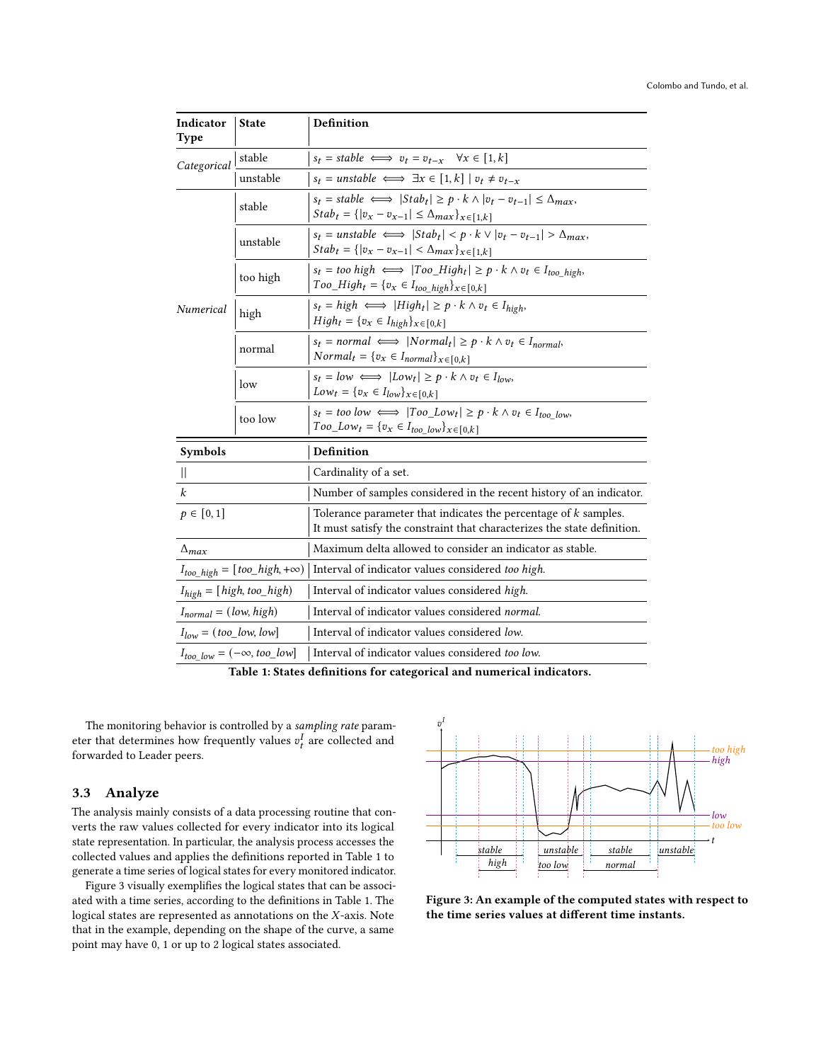| Indicator Type | State | Definition |
|---|---|---|
| *Categorical* | stable | $s_t = stable \iff v_t = v_{t-x} \quad \forall x \in [1, k]$ |
| | unstable | $s_t = unstable \iff \exists x \in [1, k] \mid v_t \neq v_{t-x}$ |
| *Numerical* | stable | $s_t = stable \iff \lvert Stab_t \rvert \geq p \cdot k \wedge \lvert v_t - v_{t-1} \rvert \leq \Delta_{max}$, $Stab_t = \{\lvert v_x - v_{x-1} \rvert \leq \Delta_{max}\}_{x \in [1,k]}$ |
| | unstable | $s_t = unstable \iff \lvert Stab_t \rvert < p \cdot k \vee \lvert v_t - v_{t-1} \rvert > \Delta_{max}$, $Stab_t = \{\lvert v_x - v_{x-1} \rvert < \Delta_{max}\}_{x \in [1,k]}$ |
| | too high | $s_t = too\ high \iff \lvert Too\_High_t \rvert \geq p \cdot k \wedge v_t \in I_{too\_high}$, $Too\_High_t = \{v_x \in I_{too\_high}\}_{x \in [0,k]}$ |
| | high | $s_t = high \iff \lvert High_t \rvert \geq p \cdot k \wedge v_t \in I_{high}$, $High_t = \{v_x \in I_{high}\}_{x \in [0,k]}$ |
| | normal | $s_t = normal \iff \lvert Normal_t \rvert \geq p \cdot k \wedge v_t \in I_{normal}$, $Normal_t = \{v_x \in I_{normal}\}_{x \in [0,k]}$ |
| | low | $s_t = low \iff \lvert Low_t \rvert \geq p \cdot k \wedge v_t \in I_{low}$, $Low_t = \{v_x \in I_{low}\}_{x \in [0,k]}$ |
| | too low | $s_t = too\ low \iff \lvert Too\_Low_t \rvert \geq p \cdot k \wedge v_t \in I_{too\_low}$, $Too\_Low_t = \{v_x \in I_{too\_low}\}_{x \in [0,k]}$ |

| Symbols | Definition |
|---|---|
| $\lvert\rvert$ | Cardinality of a set. |
| $k$ | Number of samples considered in the recent history of an indicator. |
| $p \in [0, 1]$ | Tolerance parameter that indicates the percentage of $k$ samples. It must satisfy the constraint that characterizes the state definition. |
| $\Delta_{max}$ | Maximum delta allowed to consider an indicator as stable. |
| $I_{too\_high} = [too\_high, +\infty)$ | Interval of indicator values considered *too high*. |
| $I_{high} = [high, too\_high)$ | Interval of indicator values considered *high*. |
| $I_{normal} = (low, high)$ | Interval of indicator values considered *normal*. |
| $I_{low} = (too\_low, low]$ | Interval of indicator values considered *low*. |
| $I_{too\_low} = (-\infty, too\_low]$ | Interval of indicator values considered *too low*. |

**Table 1: States definitions for categorical and numerical indicators.**

The monitoring behavior is controlled by a *sampling rate* parameter that determines how frequently values $v_t^I$ are collected and forwarded to Leader peers.

### 3.3 Analyze

The analysis mainly consists of a data processing routine that converts the raw values collected for every indicator into its logical state representation. In particular, the analysis process accesses the collected values and applies the definitions reported in Table 1 to generate a time series of logical states for every monitored indicator.

Figure 3 visually exemplifies the logical states that can be associated with a time series, according to the definitions in Table 1. The logical states are represented as annotations on the $X$-axis. Note that in the example, depending on the shape of the curve, a same point may have 0, 1 or up to 2 logical states associated.

**Figure 3: An example of the computed states with respect to the time series values at different time instants.**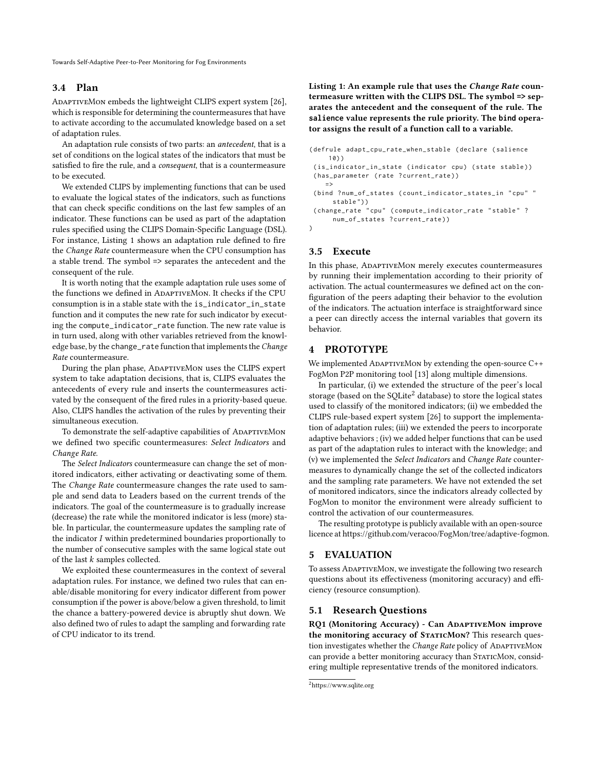### 3.4 Plan

AdaptiveMon embeds the lightweight CLIPS expert system [26], which is responsible for determining the countermeasures that have to activate according to the accumulated knowledge based on a set of adaptation rules.

An adaptation rule consists of two parts: an *antecedent*, that is a set of conditions on the logical states of the indicators that must be satisfied to fire the rule, and a *consequent*, that is a countermeasure to be executed.

We extended CLIPS by implementing functions that can be used to evaluate the logical states of the indicators, such as functions that can check specific conditions on the last few samples of an indicator. These functions can be used as part of the adaptation rules specified using the CLIPS Domain-Specific Language (DSL). For instance, Listing 1 shows an adaptation rule defined to fire the *Change Rate* countermeasure when the CPU consumption has a stable trend. The symbol => separates the antecedent and the consequent of the rule.

It is worth noting that the example adaptation rule uses some of the functions we defined in AdaptiveMon. It checks if the CPU consumption is in a stable state with the `is_indicator_in_state` function and it computes the new rate for such indicator by executing the `compute_indicator_rate` function. The new rate value is in turn used, along with other variables retrieved from the knowledge base, by the `change_rate` function that implements the *Change Rate* countermeasure.

During the plan phase, AdaptiveMon uses the CLIPS expert system to take adaptation decisions, that is, CLIPS evaluates the antecedents of every rule and inserts the countermeasures activated by the consequent of the fired rules in a priority-based queue. Also, CLIPS handles the activation of the rules by preventing their simultaneous execution.

To demonstrate the self-adaptive capabilities of AdaptiveMon we defined two specific countermeasures: *Select Indicators* and *Change Rate*.

The *Select Indicators* countermeasure can change the set of monitored indicators, either activating or deactivating some of them. The *Change Rate* countermeasure changes the rate used to sample and send data to Leaders based on the current trends of the indicators. The goal of the countermeasure is to gradually increase (decrease) the rate while the monitored indicator is less (more) stable. In particular, the countermeasure updates the sampling rate of the indicator $I$ within predetermined boundaries proportionally to the number of consecutive samples with the same logical state out of the last $k$ samples collected.

We exploited these countermeasures in the context of several adaptation rules. For instance, we defined two rules that can enable/disable monitoring for every indicator different from power consumption if the power is above/below a given threshold, to limit the chance a battery-powered device is abruptly shut down. We also defined two of rules to adapt the sampling and forwarding rate of CPU indicator to its trend.

**Listing 1: An example rule that uses the *Change Rate* countermeasure written with the CLIPS DSL. The symbol => separates the antecedent and the consequent of the rule. The `salience` value represents the rule priority. The `bind` operator assigns the result of a function call to a variable.**

```
(defrule adapt_cpu_rate_when_stable (declare (salience
     10))
 (is_indicator_in_state (indicator cpu) (state stable))
 (has_parameter (rate ?current_rate))
    =>
 (bind ?num_of_states (count_indicator_states_in "cpu" "
      stable"))
 (change_rate "cpu" (compute_indicator_rate "stable" ?
      num_of_states ?current_rate))
)
```

### 3.5 Execute

In this phase, AdaptiveMon merely executes countermeasures by running their implementation according to their priority of activation. The actual countermeasures we defined act on the configuration of the peers adapting their behavior to the evolution of the indicators. The actuation interface is straightforward since a peer can directly access the internal variables that govern its behavior.

## 4 PROTOTYPE

We implemented AdaptiveMon by extending the open-source C++ FogMon P2P monitoring tool [13] along multiple dimensions.

In particular, (i) we extended the structure of the peer's local storage (based on the SQLite[2] database) to store the logical states used to classify of the monitored indicators; (ii) we embedded the CLIPS rule-based expert system [26] to support the implementation of adaptation rules; (iii) we extended the peers to incorporate adaptive behaviors ; (iv) we added helper functions that can be used as part of the adaptation rules to interact with the knowledge; and (v) we implemented the *Select Indicators* and *Change Rate* countermeasures to dynamically change the set of the collected indicators and the sampling rate parameters. We have not extended the set of monitored indicators, since the indicators already collected by FogMon to monitor the environment were already sufficient to control the activation of our countermeasures.

The resulting prototype is publicly available with an open-source licence at https://github.com/veracoo/FogMon/tree/adaptive-fogmon.

## 5 EVALUATION

To assess AdaptiveMon, we investigate the following two research questions about its effectiveness (monitoring accuracy) and efficiency (resource consumption).

### 5.1 Research Questions

**RQ1 (Monitoring Accuracy) - Can AdaptiveMon improve the monitoring accuracy of StaticMon?** This research question investigates whether the *Change Rate* policy of AdaptiveMon can provide a better monitoring accuracy than StaticMon, considering multiple representative trends of the monitored indicators.

[2] https://www.sqlite.org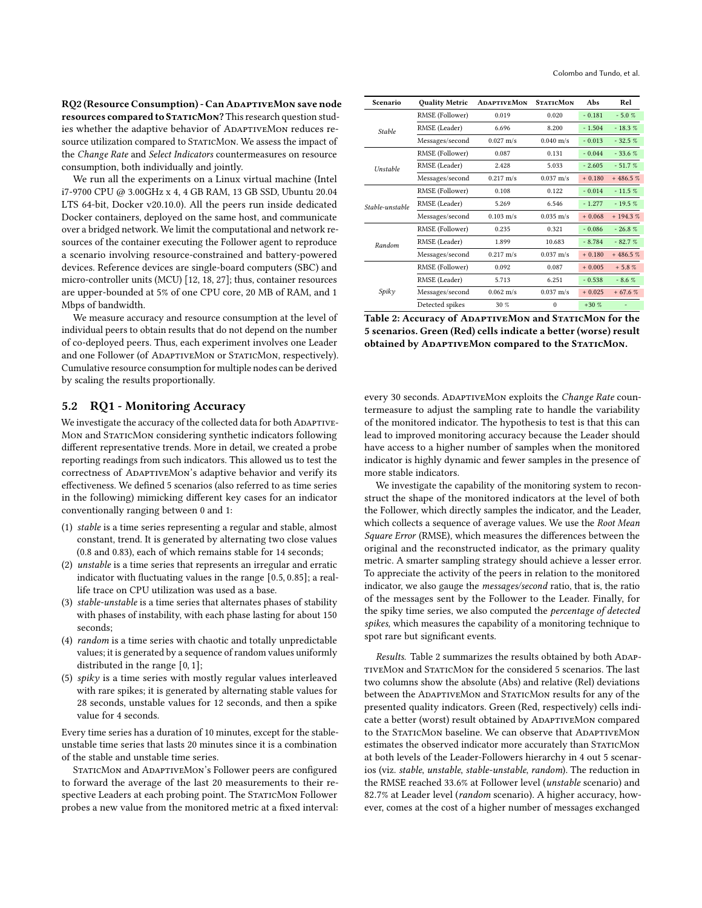**RQ2 (Resource Consumption) - Can AdaptiveMon save node resources compared to StaticMon?** This research question studies whether the adaptive behavior of AdaptiveMon reduces resource utilization compared to StaticMon. We assess the impact of the *Change Rate* and *Select Indicators* countermeasures on resource consumption, both individually and jointly.

We run all the experiments on a Linux virtual machine (Intel i7-9700 CPU @ 3.00GHz x 4, 4 GB RAM, 13 GB SSD, Ubuntu 20.04 LTS 64-bit, Docker v20.10.0). All the peers run inside dedicated Docker containers, deployed on the same host, and communicate over a bridged network. We limit the computational and network resources of the container executing the Follower agent to reproduce a scenario involving resource-constrained and battery-powered devices. Reference devices are single-board computers (SBC) and micro-controller units (MCU) [12, 18, 27]; thus, container resources are upper-bounded at 5% of one CPU core, 20 MB of RAM, and 1 Mbps of bandwidth.

We measure accuracy and resource consumption at the level of individual peers to obtain results that do not depend on the number of co-deployed peers. Thus, each experiment involves one Leader and one Follower (of AdaptiveMon or StaticMon, respectively). Cumulative resource consumption for multiple nodes can be derived by scaling the results proportionally.

## 5.2 RQ1 - Monitoring Accuracy

We investigate the accuracy of the collected data for both AdaptiveMon and StaticMon considering synthetic indicators following different representative trends. More in detail, we created a probe reporting readings from such indicators. This allowed us to test the correctness of AdaptiveMon's adaptive behavior and verify its effectiveness. We defined 5 scenarios (also referred to as time series in the following) mimicking different key cases for an indicator conventionally ranging between 0 and 1:

1. *stable* is a time series representing a regular and stable, almost constant, trend. It is generated by alternating two close values (0.8 and 0.83), each of which remains stable for 14 seconds;
2. *unstable* is a time series that represents an irregular and erratic indicator with fluctuating values in the range $[0.5, 0.85]$; a real-life trace on CPU utilization was used as a base.
3. *stable-unstable* is a time series that alternates phases of stability with phases of instability, with each phase lasting for about 150 seconds;
4. *random* is a time series with chaotic and totally unpredictable values; it is generated by a sequence of random values uniformly distributed in the range $[0, 1]$;
5. *spiky* is a time series with mostly regular values interleaved with rare spikes; it is generated by alternating stable values for 28 seconds, unstable values for 12 seconds, and then a spike value for 4 seconds.

Every time series has a duration of 10 minutes, except for the stable-unstable time series that lasts 20 minutes since it is a combination of the stable and unstable time series.

StaticMon and AdaptiveMon's Follower peers are configured to forward the average of the last 20 measurements to their respective Leaders at each probing point. The StaticMon Follower probes a new value from the monitored metric at a fixed interval: every 30 seconds. AdaptiveMon exploits the *Change Rate* countermeasure to adjust the sampling rate to handle the variability of the monitored indicator. The hypothesis to test is that this can lead to improved monitoring accuracy because the Leader should have access to a higher number of samples when the monitored indicator is highly dynamic and fewer samples in the presence of more stable indicators.

| Scenario | Quality Metric | AdaptiveMon | StaticMon | Abs | Rel |
|---|---|---|---|---|---|
| *Stable* | RMSE (Follower) | 0.019 | 0.020 | - 0.181 | - 5.0 % |
| | RMSE (Leader) | 6.696 | 8.200 | - 1.504 | - 18.3 % |
| | Messages/second | 0.027 m/s | 0.040 m/s | - 0.013 | - 32.5 % |
| *Unstable* | RMSE (Follower) | 0.087 | 0.131 | - 0.044 | - 33.6 % |
| | RMSE (Leader) | 2.428 | 5.033 | - 2.605 | - 51.7 % |
| | Messages/second | 0.217 m/s | 0.037 m/s | + 0.180 | + 486.5 % |
| *Stable-unstable* | RMSE (Follower) | 0.108 | 0.122 | - 0.014 | - 11.5 % |
| | RMSE (Leader) | 5.269 | 6.546 | - 1.277 | - 19.5 % |
| | Messages/second | 0.103 m/s | 0.035 m/s | + 0.068 | + 194.3 % |
| *Random* | RMSE (Follower) | 0.235 | 0.321 | - 0.086 | - 26.8 % |
| | RMSE (Leader) | 1.899 | 10.683 | - 8.784 | - 82.7 % |
| | Messages/second | 0.217 m/s | 0.037 m/s | + 0.180 | + 486.5 % |
| *Spiky* | RMSE (Follower) | 0.092 | 0.087 | + 0.005 | + 5.8 % |
| | RMSE (Leader) | 5.713 | 6.251 | - 0.538 | - 8.6 % |
| | Messages/second | 0.062 m/s | 0.037 m/s | + 0.025 | + 67.6 % |
| | Detected spikes | 30 % | 0 | +30 % | - |

**Table 2: Accuracy of AdaptiveMon and StaticMon for the 5 scenarios. Green (Red) cells indicate a better (worse) result obtained by AdaptiveMon compared to the StaticMon.**

We investigate the capability of the monitoring system to reconstruct the shape of the monitored indicators at the level of both the Follower, which directly samples the indicator, and the Leader, which collects a sequence of average values. We use the *Root Mean Square Error* (RMSE), which measures the differences between the original and the reconstructed indicator, as the primary quality metric. A smarter sampling strategy should achieve a lesser error. To appreciate the activity of the peers in relation to the monitored indicator, we also gauge the *messages/second* ratio, that is, the ratio of the messages sent by the Follower to the Leader. Finally, for the spiky time series, we also computed the *percentage of detected spikes*, which measures the capability of a monitoring technique to spot rare but significant events.

*Results.* Table 2 summarizes the results obtained by both AdaptiveMon and StaticMon for the considered 5 scenarios. The last two columns show the absolute (Abs) and relative (Rel) deviations between the AdaptiveMon and StaticMon results for any of the presented quality indicators. Green (Red, respectively) cells indicate a better (worst) result obtained by AdaptiveMon compared to the StaticMon baseline. We can observe that AdaptiveMon estimates the observed indicator more accurately than StaticMon at both levels of the Leader-Followers hierarchy in 4 out 5 scenarios (viz. *stable*, *unstable*, *stable-unstable*, *random*). The reduction in the RMSE reached 33.6% at Follower level (*unstable* scenario) and 82.7% at Leader level (*random* scenario). A higher accuracy, however, comes at the cost of a higher number of messages exchanged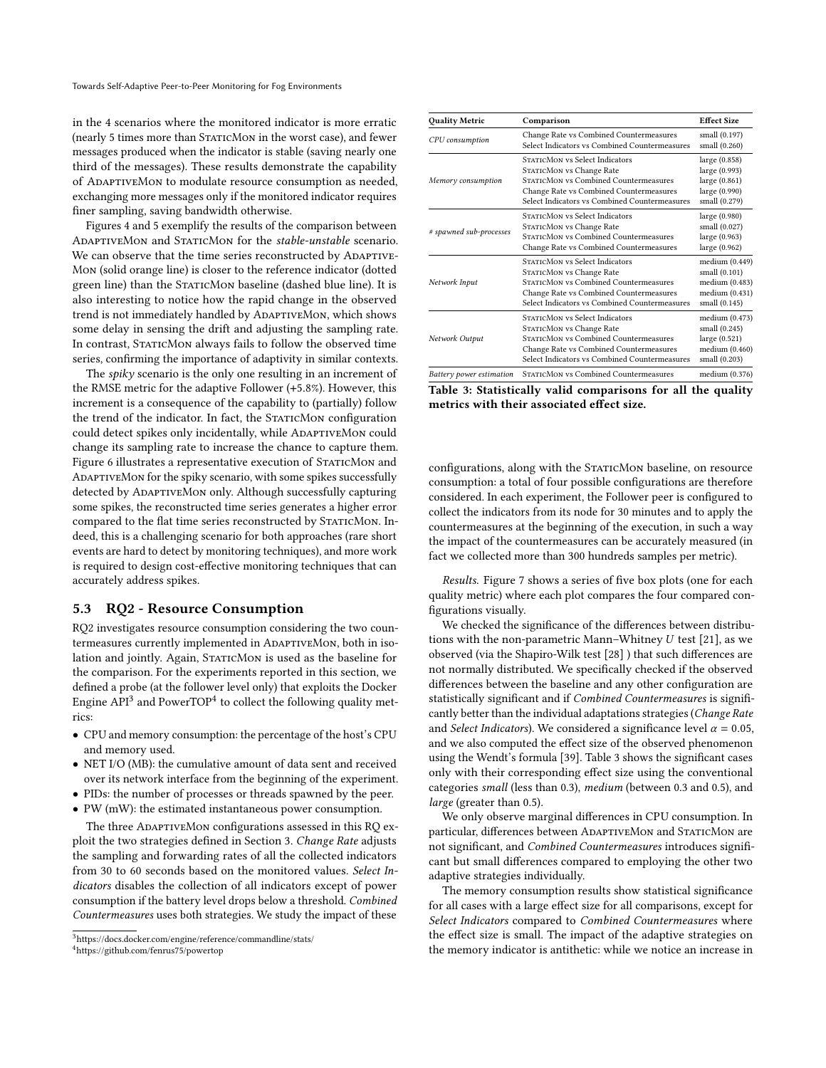in the 4 scenarios where the monitored indicator is more erratic (nearly 5 times more than StaticMon in the worst case), and fewer messages produced when the indicator is stable (saving nearly one third of the messages). These results demonstrate the capability of AdaptiveMon to modulate resource consumption as needed, exchanging more messages only if the monitored indicator requires finer sampling, saving bandwidth otherwise.

Figures 4 and 5 exemplify the results of the comparison between AdaptiveMon and StaticMon for the *stable-unstable* scenario. We can observe that the time series reconstructed by AdaptiveMon (solid orange line) is closer to the reference indicator (dotted green line) than the StaticMon baseline (dashed blue line). It is also interesting to notice how the rapid change in the observed trend is not immediately handled by AdaptiveMon, which shows some delay in sensing the drift and adjusting the sampling rate. In contrast, StaticMon always fails to follow the observed time series, confirming the importance of adaptivity in similar contexts.

The *spiky* scenario is the only one resulting in an increment of the RMSE metric for the adaptive Follower (+5.8%). However, this increment is a consequence of the capability to (partially) follow the trend of the indicator. In fact, the StaticMon configuration could detect spikes only incidentally, while AdaptiveMon could change its sampling rate to increase the chance to capture them. Figure 6 illustrates a representative execution of StaticMon and AdaptiveMon for the spiky scenario, with some spikes successfully detected by AdaptiveMon only. Although successfully capturing some spikes, the reconstructed time series generates a higher error compared to the flat time series reconstructed by StaticMon. Indeed, this is a challenging scenario for both approaches (rare short events are hard to detect by monitoring techniques), and more work is required to design cost-effective monitoring techniques that can accurately address spikes.

## 5.3 RQ2 - Resource Consumption

RQ2 investigates resource consumption considering the two countermeasures currently implemented in AdaptiveMon, both in isolation and jointly. Again, StaticMon is used as the baseline for the comparison. For the experiments reported in this section, we defined a probe (at the follower level only) that exploits the Docker Engine API[3] and PowerTOP[4] to collect the following quality metrics:

- CPU and memory consumption: the percentage of the host's CPU and memory used.
- NET I/O (MB): the cumulative amount of data sent and received over its network interface from the beginning of the experiment.
- PIDs: the number of processes or threads spawned by the peer.
- PW (mW): the estimated instantaneous power consumption.

The three AdaptiveMon configurations assessed in this RQ exploit the two strategies defined in Section 3. *Change Rate* adjusts the sampling and forwarding rates of all the collected indicators from 30 to 60 seconds based on the monitored values. *Select Indicators* disables the collection of all indicators except of power consumption if the battery level drops below a threshold. *Combined Countermeasures* uses both strategies. We study the impact of these

[3] https://docs.docker.com/engine/reference/commandline/stats/

[4] https://github.com/fenrus75/powertop

| Quality Metric | Comparison | Effect Size |
|---|---|---|
| *CPU consumption* | Change Rate vs Combined Countermeasures | small (0.197) |
| | Select Indicators vs Combined Countermeasures | small (0.260) |
| *Memory consumption* | StaticMon vs Select Indicators | large (0.858) |
| | StaticMon vs Change Rate | large (0.993) |
| | StaticMon vs Combined Countermeasures | large (0.861) |
| | Change Rate vs Combined Countermeasures | large (0.990) |
| | Select Indicators vs Combined Countermeasures | small (0.279) |
| *# spawned sub-processes* | StaticMon vs Select Indicators | large (0.980) |
| | StaticMon vs Change Rate | small (0.027) |
| | StaticMon vs Combined Countermeasures | large (0.963) |
| | Change Rate vs Combined Countermeasures | large (0.962) |
| *Network Input* | StaticMon vs Select Indicators | medium (0.449) |
| | StaticMon vs Change Rate | small (0.101) |
| | StaticMon vs Combined Countermeasures | medium (0.483) |
| | Change Rate vs Combined Countermeasures | medium (0.431) |
| | Select Indicators vs Combined Countermeasures | small (0.145) |
| *Network Output* | StaticMon vs Select Indicators | medium (0.473) |
| | StaticMon vs Change Rate | small (0.245) |
| | StaticMon vs Combined Countermeasures | large (0.521) |
| | Change Rate vs Combined Countermeasures | medium (0.460) |
| | Select Indicators vs Combined Countermeasures | small (0.203) |
| *Battery power estimation* | StaticMon vs Combined Countermeasures | medium (0.376) |

**Table 3: Statistically valid comparisons for all the quality metrics with their associated effect size.**

configurations, along with the StaticMon baseline, on resource consumption: a total of four possible configurations are therefore considered. In each experiment, the Follower peer is configured to collect the indicators from its node for 30 minutes and to apply the countermeasures at the beginning of the execution, in such a way the impact of the countermeasures can be accurately measured (in fact we collected more than 300 hundreds samples per metric).

*Results.* Figure 7 shows a series of five box plots (one for each quality metric) where each plot compares the four compared configurations visually.

We checked the significance of the differences between distributions with the non-parametric Mann–Whitney $U$ test [21], as we observed (via the Shapiro-Wilk test [28] ) that such differences are not normally distributed. We specifically checked if the observed differences between the baseline and any other configuration are statistically significant and if *Combined Countermeasures* is significantly better than the individual adaptations strategies (*Change Rate* and *Select Indicators*). We considered a significance level $\alpha = 0.05$, and we also computed the effect size of the observed phenomenon using the Wendt's formula [39]. Table 3 shows the significant cases only with their corresponding effect size using the conventional categories *small* (less than 0.3), *medium* (between 0.3 and 0.5), and *large* (greater than 0.5).

We only observe marginal differences in CPU consumption. In particular, differences between AdaptiveMon and StaticMon are not significant, and *Combined Countermeasures* introduces significant but small differences compared to employing the other two adaptive strategies individually.

The memory consumption results show statistical significance for all cases with a large effect size for all comparisons, except for *Select Indicators* compared to *Combined Countermeasures* where the effect size is small. The impact of the adaptive strategies on the memory indicator is antithetic: while we notice an increase in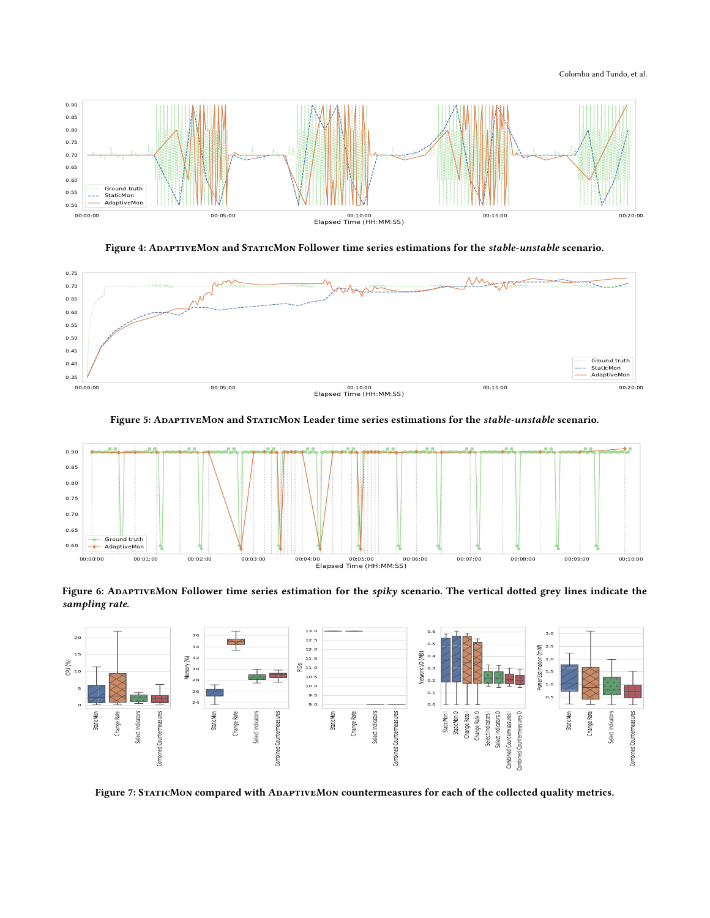Figure 4: AdaptiveMon and StaticMon Follower time series estimations for the *stable-unstable* scenario.

Figure 5: AdaptiveMon and StaticMon Leader time series estimations for the *stable-unstable* scenario.

Figure 6: AdaptiveMon Follower time series estimation for the *spiky* scenario. The vertical dotted grey lines indicate the *sampling rate.*

Figure 7: StaticMon compared with AdaptiveMon countermeasures for each of the collected quality metrics.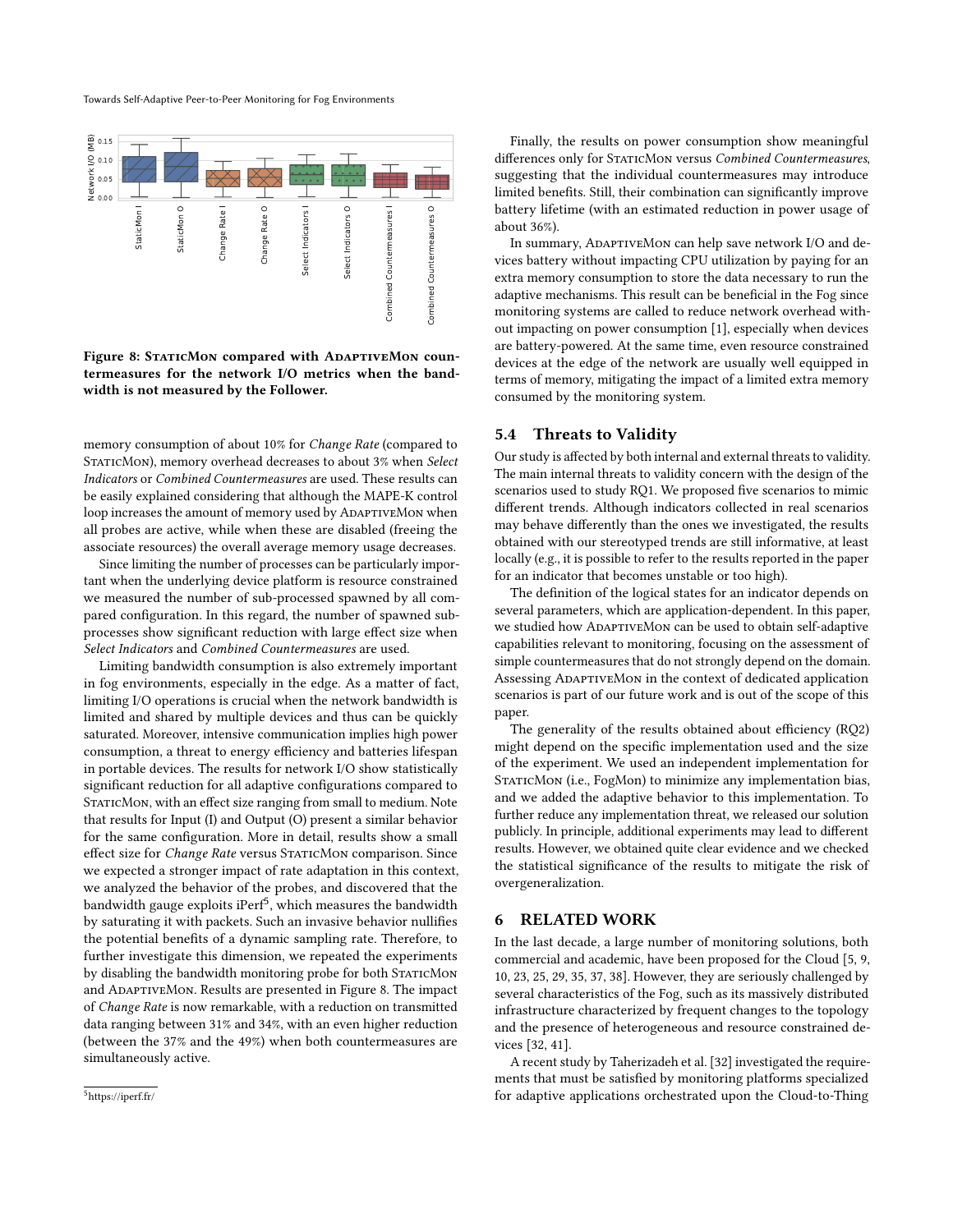Figure 8: StaticMon compared with AdaptiveMon countermeasures for the network I/O metrics when the bandwidth is not measured by the Follower.

memory consumption of about 10% for *Change Rate* (compared to StaticMon), memory overhead decreases to about 3% when *Select Indicators* or *Combined Countermeasures* are used. These results can be easily explained considering that although the MAPE-K control loop increases the amount of memory used by AdaptiveMon when all probes are active, while when these are disabled (freeing the associate resources) the overall average memory usage decreases.

Since limiting the number of processes can be particularly important when the underlying device platform is resource constrained we measured the number of sub-processed spawned by all compared configuration. In this regard, the number of spawned subprocesses show significant reduction with large effect size when *Select Indicators* and *Combined Countermeasures* are used.

Limiting bandwidth consumption is also extremely important in fog environments, especially in the edge. As a matter of fact, limiting I/O operations is crucial when the network bandwidth is limited and shared by multiple devices and thus can be quickly saturated. Moreover, intensive communication implies high power consumption, a threat to energy efficiency and batteries lifespan in portable devices. The results for network I/O show statistically significant reduction for all adaptive configurations compared to StaticMon, with an effect size ranging from small to medium. Note that results for Input (I) and Output (O) present a similar behavior for the same configuration. More in detail, results show a small effect size for *Change Rate* versus StaticMon comparison. Since we expected a stronger impact of rate adaptation in this context, we analyzed the behavior of the probes, and discovered that the bandwidth gauge exploits iPerf[5], which measures the bandwidth by saturating it with packets. Such an invasive behavior nullifies the potential benefits of a dynamic sampling rate. Therefore, to further investigate this dimension, we repeated the experiments by disabling the bandwidth monitoring probe for both StaticMon and AdaptiveMon. Results are presented in Figure 8. The impact of *Change Rate* is now remarkable, with a reduction on transmitted data ranging between 31% and 34%, with an even higher reduction (between the 37% and the 49%) when both countermeasures are simultaneously active.

[5] https://iperf.fr/

Finally, the results on power consumption show meaningful differences only for StaticMon versus *Combined Countermeasures*, suggesting that the individual countermeasures may introduce limited benefits. Still, their combination can significantly improve battery lifetime (with an estimated reduction in power usage of about 36%).

In summary, AdaptiveMon can help save network I/O and devices battery without impacting CPU utilization by paying for an extra memory consumption to store the data necessary to run the adaptive mechanisms. This result can be beneficial in the Fog since monitoring systems are called to reduce network overhead without impacting on power consumption [1], especially when devices are battery-powered. At the same time, even resource constrained devices at the edge of the network are usually well equipped in terms of memory, mitigating the impact of a limited extra memory consumed by the monitoring system.

## 5.4 Threats to Validity

Our study is affected by both internal and external threats to validity. The main internal threats to validity concern with the design of the scenarios used to study RQ1. We proposed five scenarios to mimic different trends. Although indicators collected in real scenarios may behave differently than the ones we investigated, the results obtained with our stereotyped trends are still informative, at least locally (e.g., it is possible to refer to the results reported in the paper for an indicator that becomes unstable or too high).

The definition of the logical states for an indicator depends on several parameters, which are application-dependent. In this paper, we studied how AdaptiveMon can be used to obtain self-adaptive capabilities relevant to monitoring, focusing on the assessment of simple countermeasures that do not strongly depend on the domain. Assessing AdaptiveMon in the context of dedicated application scenarios is part of our future work and is out of the scope of this paper.

The generality of the results obtained about efficiency (RQ2) might depend on the specific implementation used and the size of the experiment. We used an independent implementation for StaticMon (i.e., FogMon) to minimize any implementation bias, and we added the adaptive behavior to this implementation. To further reduce any implementation threat, we released our solution publicly. In principle, additional experiments may lead to different results. However, we obtained quite clear evidence and we checked the statistical significance of the results to mitigate the risk of overgeneralization.

# 6 RELATED WORK

In the last decade, a large number of monitoring solutions, both commercial and academic, have been proposed for the Cloud [5, 9, 10, 23, 25, 29, 35, 37, 38]. However, they are seriously challenged by several characteristics of the Fog, such as its massively distributed infrastructure characterized by frequent changes to the topology and the presence of heterogeneous and resource constrained devices [32, 41].

A recent study by Taherizadeh et al. [32] investigated the requirements that must be satisfied by monitoring platforms specialized for adaptive applications orchestrated upon the Cloud-to-Thing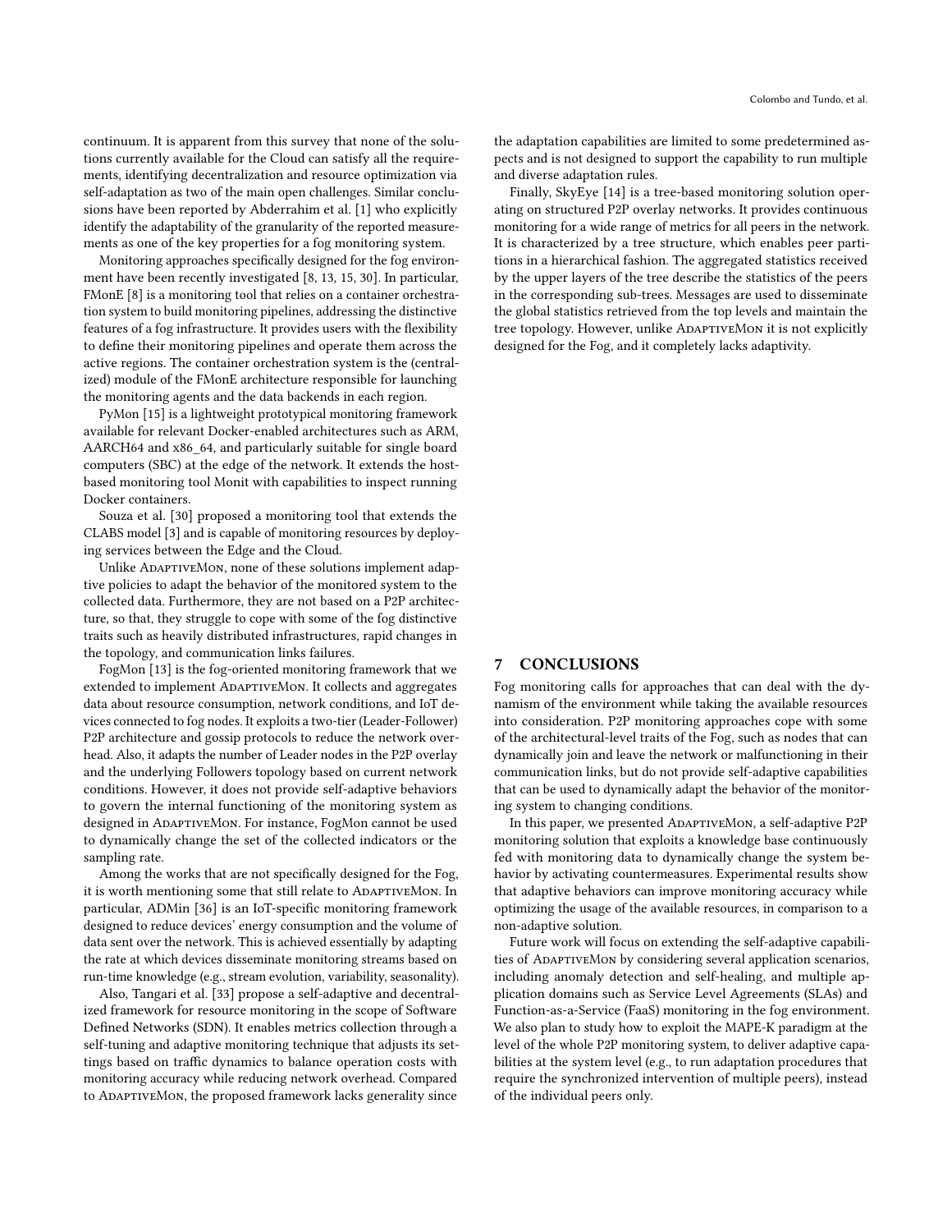continuum. It is apparent from this survey that none of the solutions currently available for the Cloud can satisfy all the requirements, identifying decentralization and resource optimization via self-adaptation as two of the main open challenges. Similar conclusions have been reported by Abderrahim et al. [1] who explicitly identify the adaptability of the granularity of the reported measurements as one of the key properties for a fog monitoring system.

Monitoring approaches specifically designed for the fog environment have been recently investigated [8, 13, 15, 30]. In particular, FMonE [8] is a monitoring tool that relies on a container orchestration system to build monitoring pipelines, addressing the distinctive features of a fog infrastructure. It provides users with the flexibility to define their monitoring pipelines and operate them across the active regions. The container orchestration system is the (centralized) module of the FMonE architecture responsible for launching the monitoring agents and the data backends in each region.

PyMon [15] is a lightweight prototypical monitoring framework available for relevant Docker-enabled architectures such as ARM, AARCH64 and x86_64, and particularly suitable for single board computers (SBC) at the edge of the network. It extends the host-based monitoring tool Monit with capabilities to inspect running Docker containers.

Souza et al. [30] proposed a monitoring tool that extends the CLABS model [3] and is capable of monitoring resources by deploying services between the Edge and the Cloud.

Unlike AdaptiveMon, none of these solutions implement adaptive policies to adapt the behavior of the monitored system to the collected data. Furthermore, they are not based on a P2P architecture, so that, they struggle to cope with some of the fog distinctive traits such as heavily distributed infrastructures, rapid changes in the topology, and communication links failures.

FogMon [13] is the fog-oriented monitoring framework that we extended to implement AdaptiveMon. It collects and aggregates data about resource consumption, network conditions, and IoT devices connected to fog nodes. It exploits a two-tier (Leader-Follower) P2P architecture and gossip protocols to reduce the network overhead. Also, it adapts the number of Leader nodes in the P2P overlay and the underlying Followers topology based on current network conditions. However, it does not provide self-adaptive behaviors to govern the internal functioning of the monitoring system as designed in AdaptiveMon. For instance, FogMon cannot be used to dynamically change the set of the collected indicators or the sampling rate.

Among the works that are not specifically designed for the Fog, it is worth mentioning some that still relate to AdaptiveMon. In particular, ADMin [36] is an IoT-specific monitoring framework designed to reduce devices' energy consumption and the volume of data sent over the network. This is achieved essentially by adapting the rate at which devices disseminate monitoring streams based on run-time knowledge (e.g., stream evolution, variability, seasonality).

Also, Tangari et al. [33] propose a self-adaptive and decentralized framework for resource monitoring in the scope of Software Defined Networks (SDN). It enables metrics collection through a self-tuning and adaptive monitoring technique that adjusts its settings based on traffic dynamics to balance operation costs with monitoring accuracy while reducing network overhead. Compared to AdaptiveMon, the proposed framework lacks generality since the adaptation capabilities are limited to some predetermined aspects and is not designed to support the capability to run multiple and diverse adaptation rules.

Finally, SkyEye [14] is a tree-based monitoring solution operating on structured P2P overlay networks. It provides continuous monitoring for a wide range of metrics for all peers in the network. It is characterized by a tree structure, which enables peer partitions in a hierarchical fashion. The aggregated statistics received by the upper layers of the tree describe the statistics of the peers in the corresponding sub-trees. Messages are used to disseminate the global statistics retrieved from the top levels and maintain the tree topology. However, unlike AdaptiveMon it is not explicitly designed for the Fog, and it completely lacks adaptivity.

## 7 CONCLUSIONS

Fog monitoring calls for approaches that can deal with the dynamism of the environment while taking the available resources into consideration. P2P monitoring approaches cope with some of the architectural-level traits of the Fog, such as nodes that can dynamically join and leave the network or malfunctioning in their communication links, but do not provide self-adaptive capabilities that can be used to dynamically adapt the behavior of the monitoring system to changing conditions.

In this paper, we presented AdaptiveMon, a self-adaptive P2P monitoring solution that exploits a knowledge base continuously fed with monitoring data to dynamically change the system behavior by activating countermeasures. Experimental results show that adaptive behaviors can improve monitoring accuracy while optimizing the usage of the available resources, in comparison to a non-adaptive solution.

Future work will focus on extending the self-adaptive capabilities of AdaptiveMon by considering several application scenarios, including anomaly detection and self-healing, and multiple application domains such as Service Level Agreements (SLAs) and Function-as-a-Service (FaaS) monitoring in the fog environment. We also plan to study how to exploit the MAPE-K paradigm at the level of the whole P2P monitoring system, to deliver adaptive capabilities at the system level (e.g., to run adaptation procedures that require the synchronized intervention of multiple peers), instead of the individual peers only.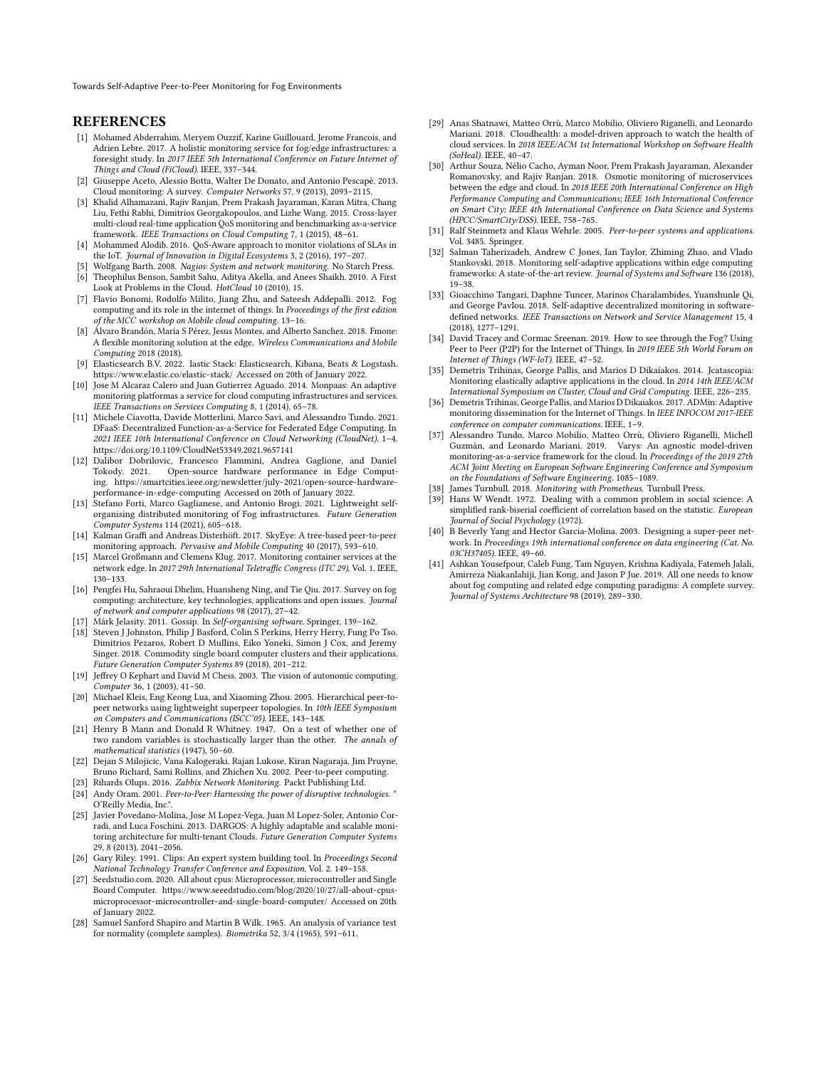## REFERENCES

[1] Mohamed Abderrahim, Meryem Ouzzif, Karine Guillouard, Jerome Francois, and Adrien Lebre. 2017. A holistic monitoring service for fog/edge infrastructures: a foresight study. In *2017 IEEE 5th International Conference on Future Internet of Things and Cloud (FiCloud)*. IEEE, 337–344.

[2] Giuseppe Aceto, Alessio Botta, Walter De Donato, and Antonio Pescapè. 2013. Cloud monitoring: A survey. *Computer Networks* 57, 9 (2013), 2093–2115.

[3] Khalid Alhamazani, Rajiv Ranjan, Prem Prakash Jayaraman, Karan Mitra, Chang Liu, Fethi Rabhi, Dimitrios Georgakopoulos, and Lizhe Wang. 2015. Cross-layer multi-cloud real-time application QoS monitoring and benchmarking as-a-service framework. *IEEE Transactions on Cloud Computing* 7, 1 (2015), 48–61.

[4] Mohammed Alodib. 2016. QoS-Aware approach to monitor violations of SLAs in the IoT. *Journal of Innovation in Digital Ecosystems* 3, 2 (2016), 197–207.

[5] Wolfgang Barth. 2008. *Nagios: System and network monitoring*. No Starch Press.

[6] Theophilus Benson, Sambit Sahu, Aditya Akella, and Anees Shaikh. 2010. A First Look at Problems in the Cloud. *HotCloud* 10 (2010), 15.

[7] Flavio Bonomi, Rodolfo Milito, Jiang Zhu, and Sateesh Addepalli. 2012. Fog computing and its role in the internet of things. In *Proceedings of the first edition of the MCC workshop on Mobile cloud computing*. 13–16.

[8] Álvaro Brandón, María S Pérez, Jesus Montes, and Alberto Sanchez. 2018. Fmone: A flexible monitoring solution at the edge. *Wireless Communications and Mobile Computing* 2018 (2018).

[9] Elasticsearch B.V. 2022. lastic Stack: Elasticsearch, Kibana, Beats & Logstash. https://www.elastic.co/elastic-stack/ Accessed on 20th of January 2022.

[10] Jose M Alcaraz Calero and Juan Gutierrez Aguado. 2014. Monpaas: An adaptive monitoring platformas a service for cloud computing infrastructures and services. *IEEE Transactions on Services Computing* 8, 1 (2014), 65–78.

[11] Michele Ciavotta, Davide Motterlini, Marco Savi, and Alessandro Tundo. 2021. DFaaS: Decentralized Function-as-a-Service for Federated Edge Computing. In *2021 IEEE 10th International Conference on Cloud Networking (CloudNet)*. 1–4. https://doi.org/10.1109/CloudNet53349.2021.9657141

[12] Dalibor Dobrilovic, Francesco Flammini, Andrea Gaglione, and Daniel Tokody. 2021. Open-source hardware performance in Edge Computing. https://smartcities.ieee.org/newsletter/july-2021/open-source-hardware-performance-in-edge-computing Accessed on 20th of January 2022.

[13] Stefano Forti, Marco Gaglianese, and Antonio Brogi. 2021. Lightweight self-organising distributed monitoring of Fog infrastructures. *Future Generation Computer Systems* 114 (2021), 605–618.

[14] Kalman Graffi and Andreas Disterhöft. 2017. SkyEye: A tree-based peer-to-peer monitoring approach. *Pervasive and Mobile Computing* 40 (2017), 593–610.

[15] Marcel Großmann and Clemens Klug. 2017. Monitoring container services at the network edge. In *2017 29th International Teletraffic Congress (ITC 29)*, Vol. 1. IEEE, 130–133.

[16] Pengfei Hu, Sahraoui Dhelim, Huansheng Ning, and Tie Qiu. 2017. Survey on fog computing: architecture, key technologies, applications and open issues. *Journal of network and computer applications* 98 (2017), 27–42.

[17] Márk Jelasity. 2011. Gossip. In *Self-organising software*. Springer, 139–162.

[18] Steven J Johnston, Philip J Basford, Colin S Perkins, Herry Herry, Fung Po Tso, Dimitrios Pezaros, Robert D Mullins, Eiko Yoneki, Simon J Cox, and Jeremy Singer. 2018. Commodity single board computer clusters and their applications. *Future Generation Computer Systems* 89 (2018), 201–212.

[19] Jeffrey O Kephart and David M Chess. 2003. The vision of autonomic computing. *Computer* 36, 1 (2003), 41–50.

[20] Michael Kleis, Eng Keong Lua, and Xiaoming Zhou. 2005. Hierarchical peer-to-peer networks using lightweight superpeer topologies. In *10th IEEE Symposium on Computers and Communications (ISCC'05)*. IEEE, 143–148.

[21] Henry B Mann and Donald R Whitney. 1947. On a test of whether one of two random variables is stochastically larger than the other. *The annals of mathematical statistics* (1947), 50–60.

[22] Dejan S Milojicic, Vana Kalogeraki, Rajan Lukose, Kiran Nagaraja, Jim Pruyne, Bruno Richard, Sami Rollins, and Zhichen Xu. 2002. Peer-to-peer computing.

[23] Rihards Olups. 2016. *Zabbix Network Monitoring*. Packt Publishing Ltd.

[24] Andy Oram. 2001. *Peer-to-Peer: Harnessing the power of disruptive technologies*. " O'Reilly Media, Inc.".

[25] Javier Povedano-Molina, Jose M Lopez-Vega, Juan M Lopez-Soler, Antonio Corradi, and Luca Foschini. 2013. DARGOS: A highly adaptable and scalable monitoring architecture for multi-tenant Clouds. *Future Generation Computer Systems* 29, 8 (2013), 2041–2056.

[26] Gary Riley. 1991. Clips: An expert system building tool. In *Proceedings Second National Technology Transfer Conference and Exposition*, Vol. 2. 149–158.

[27] Seedstudio.com. 2020. All about cpus: Microprocessor, microcontroller and Single Board Computer. https://www.seeedstudio.com/blog/2020/10/27/all-about-cpus-microprocessor-microcontroller-and-single-board-computer/ Accessed on 20th of January 2022.

[28] Samuel Sanford Shapiro and Martin B Wilk. 1965. An analysis of variance test for normality (complete samples). *Biometrika* 52, 3/4 (1965), 591–611.

[29] Anas Shatnawi, Matteo Orrù, Marco Mobilio, Oliviero Riganelli, and Leonardo Mariani. 2018. Cloudhealth: a model-driven approach to watch the health of cloud services. In *2018 IEEE/ACM 1st International Workshop on Software Health (SoHeal)*. IEEE, 40–47.

[30] Arthur Souza, Nélio Cacho, Ayman Noor, Prem Prakash Jayaraman, Alexander Romanovsky, and Rajiv Ranjan. 2018. Osmotic monitoring of microservices between the edge and cloud. In *2018 IEEE 20th International Conference on High Performance Computing and Communications; IEEE 16th International Conference on Smart City; IEEE 4th International Conference on Data Science and Systems (HPCC/SmartCity/DSS)*. IEEE, 758–765.

[31] Ralf Steinmetz and Klaus Wehrle. 2005. *Peer-to-peer systems and applications*. Vol. 3485. Springer.

[32] Salman Taherizadeh, Andrew C Jones, Ian Taylor, Zhiming Zhao, and Vlado Stankovski. 2018. Monitoring self-adaptive applications within edge computing frameworks: A state-of-the-art review. *Journal of Systems and Software* 136 (2018), 19–38.

[33] Gioacchino Tangari, Daphne Tuncer, Marinos Charalambides, Yuanshunle Qi, and George Pavlou. 2018. Self-adaptive decentralized monitoring in software-defined networks. *IEEE Transactions on Network and Service Management* 15, 4 (2018), 1277–1291.

[34] David Tracey and Cormac Sreenan. 2019. How to see through the Fog? Using Peer to Peer (P2P) for the Internet of Things. In *2019 IEEE 5th World Forum on Internet of Things (WF-IoT)*. IEEE, 47–52.

[35] Demetris Trihinas, George Pallis, and Marios D Dikaiakos. 2014. Jcatascopia: Monitoring elastically adaptive applications in the cloud. In *2014 14th IEEE/ACM International Symposium on Cluster, Cloud and Grid Computing*. IEEE, 226–235.

[36] Demetris Trihinas, George Pallis, and Marios D Dikaiakos. 2017. ADMin: Adaptive monitoring dissemination for the Internet of Things. In *IEEE INFOCOM 2017-IEEE conference on computer communications*. IEEE, 1–9.

[37] Alessandro Tundo, Marco Mobilio, Matteo Orrù, Oliviero Riganelli, Michell Guzmàn, and Leonardo Mariani. 2019. Varys: An agnostic model-driven monitoring-as-a-service framework for the cloud. In *Proceedings of the 2019 27th ACM Joint Meeting on European Software Engineering Conference and Symposium on the Foundations of Software Engineering*. 1085–1089.

[38] James Turnbull. 2018. *Monitoring with Prometheus*. Turnbull Press.

[39] Hans W Wendt. 1972. Dealing with a common problem in social science: A simplified rank-biserial coefficient of correlation based on the statistic. *European Journal of Social Psychology* (1972).

[40] B Beverly Yang and Hector Garcia-Molina. 2003. Designing a super-peer network. In *Proceedings 19th international conference on data engineering (Cat. No. 03CH37405)*. IEEE, 49–60.

[41] Ashkan Yousefpour, Caleb Fung, Tam Nguyen, Krishna Kadiyala, Fatemeh Jalali, Amirreza Niakanlahiji, Jian Kong, and Jason P Jue. 2019. All one needs to know about fog computing and related edge computing paradigms: A complete survey. *Journal of Systems Architecture* 98 (2019), 289–330.